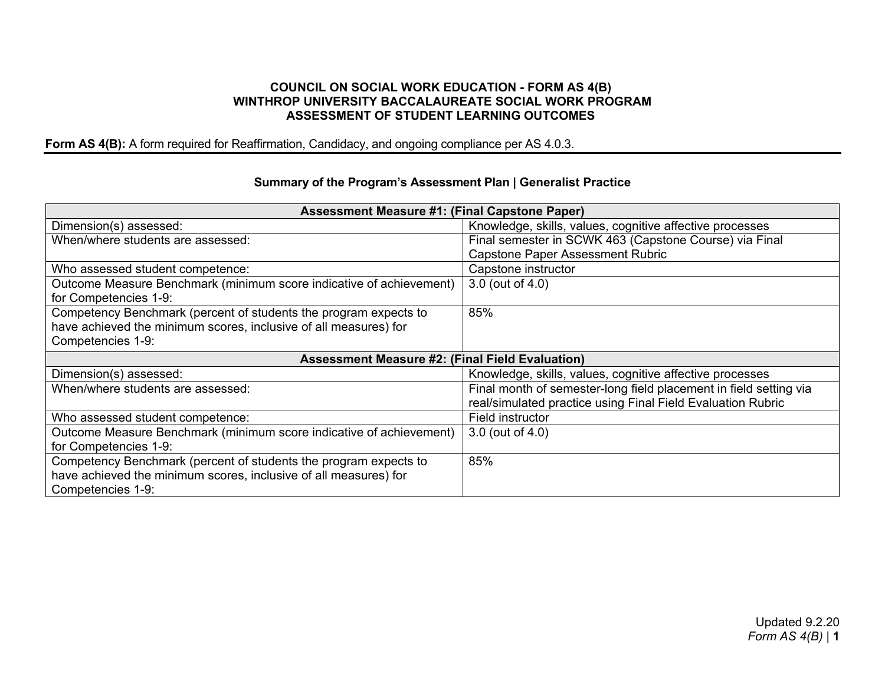**COUNCIL ON SOCIAL WORK EDUCATION - FORM AS 4(B)**
**WINTHROP UNIVERSITY BACCALAUREATE SOCIAL WORK PROGRAM**
**ASSESSMENT OF STUDENT LEARNING OUTCOMES**

**Form AS 4(B):** A form required for Reaffirmation, Candidacy, and ongoing compliance per AS 4.0.3.

### Summary of the Program's Assessment Plan | Generalist Practice

| **Assessment Measure #1: (Final Capstone Paper)** | |
|---|---|
| Dimension(s) assessed: | Knowledge, skills, values, cognitive affective processes |
| When/where students are assessed: | Final semester in SCWK 463 (Capstone Course) via Final Capstone Paper Assessment Rubric |
| Who assessed student competence: | Capstone instructor |
| Outcome Measure Benchmark (minimum score indicative of achievement) for Competencies 1-9: | 3.0 (out of 4.0) |
| Competency Benchmark (percent of students the program expects to have achieved the minimum scores, inclusive of all measures) for Competencies 1-9: | 85% |
| **Assessment Measure #2: (Final Field Evaluation)** | |
| Dimension(s) assessed: | Knowledge, skills, values, cognitive affective processes |
| When/where students are assessed: | Final month of semester-long field placement in field setting via real/simulated practice using Final Field Evaluation Rubric |
| Who assessed student competence: | Field instructor |
| Outcome Measure Benchmark (minimum score indicative of achievement) for Competencies 1-9: | 3.0 (out of 4.0) |
| Competency Benchmark (percent of students the program expects to have achieved the minimum scores, inclusive of all measures) for Competencies 1-9: | 85% |

Updated 9.2.20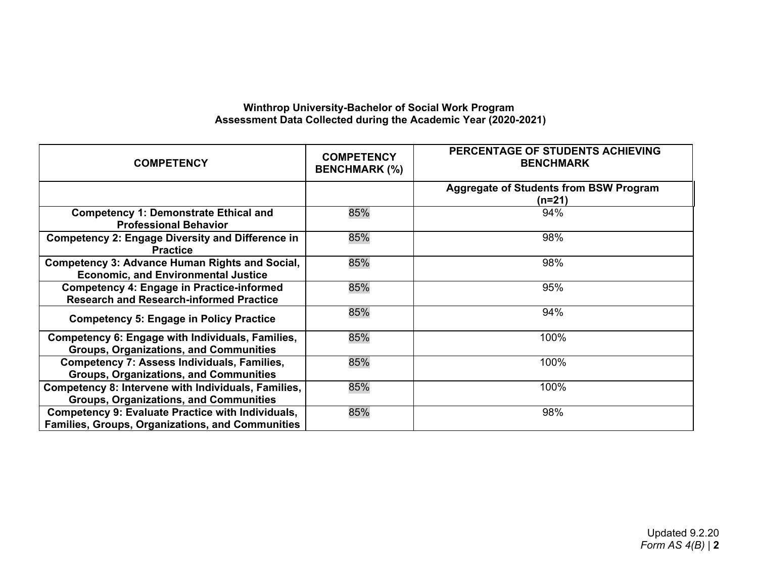**Winthrop University-Bachelor of Social Work Program**
**Assessment Data Collected during the Academic Year (2020-2021)**

| COMPETENCY | COMPETENCY BENCHMARK (%) | PERCENTAGE OF STUDENTS ACHIEVING BENCHMARK |
|---|---|---|
| | | **Aggregate of Students from BSW Program (n=21)** |
| **Competency 1: Demonstrate Ethical and Professional Behavior** | 85% | 94% |
| **Competency 2: Engage Diversity and Difference in Practice** | 85% | 98% |
| **Competency 3: Advance Human Rights and Social, Economic, and Environmental Justice** | 85% | 98% |
| **Competency 4: Engage in Practice-informed Research and Research-informed Practice** | 85% | 95% |
| **Competency 5: Engage in Policy Practice** | 85% | 94% |
| **Competency 6: Engage with Individuals, Families, Groups, Organizations, and Communities** | 85% | 100% |
| **Competency 7: Assess Individuals, Families, Groups, Organizations, and Communities** | 85% | 100% |
| **Competency 8: Intervene with Individuals, Families, Groups, Organizations, and Communities** | 85% | 100% |
| **Competency 9: Evaluate Practice with Individuals, Families, Groups, Organizations, and Communities** | 85% | 98% |

Updated 9.2.20
*Form AS 4(B)*